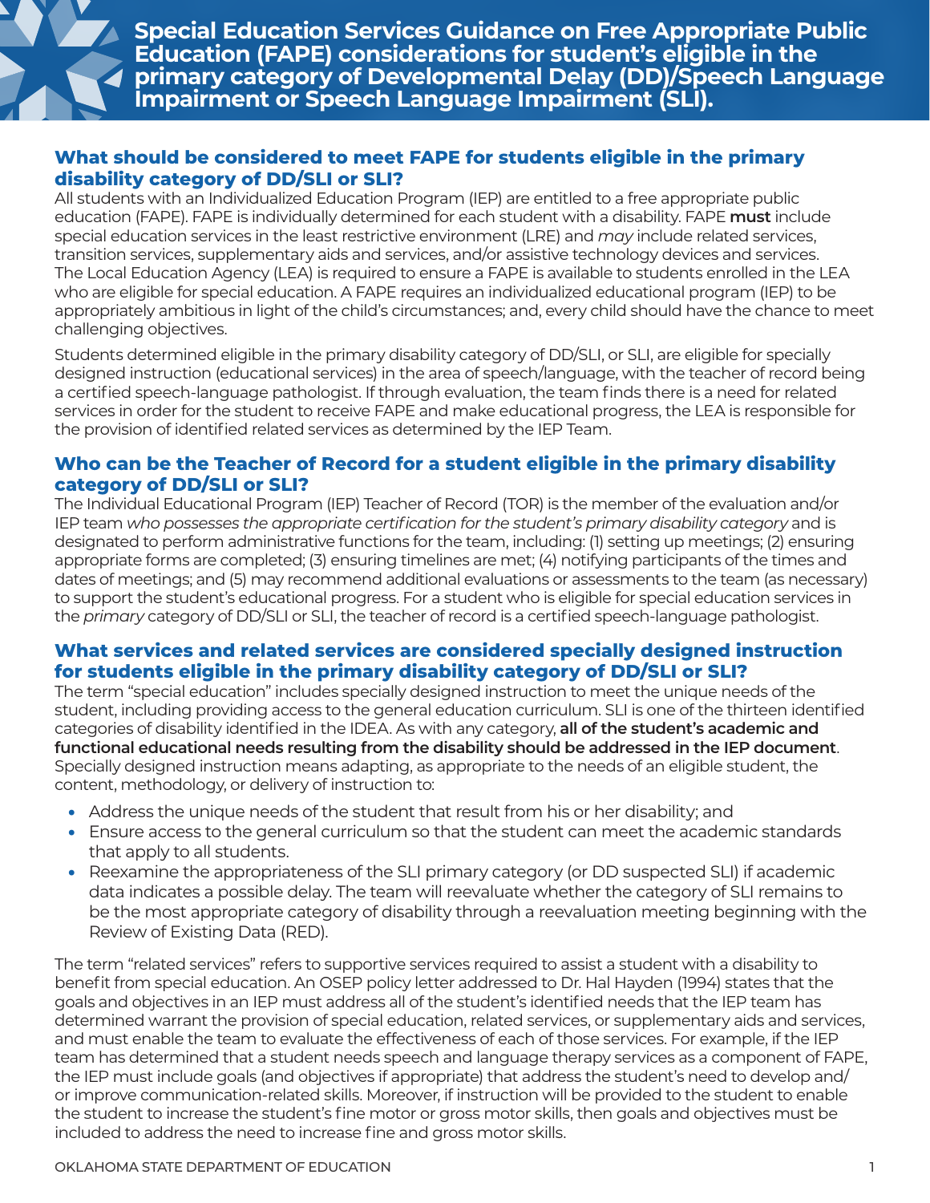# Special Education Services Guidance on Free Appropriate Public Education (FAPE) considerations for student's eligible in the primary category of Developmental Delay (DD)/Speech Language Impairment or Speech Language Impairment (SLI).

## What should be considered to meet FAPE for students eligible in the primary disability category of DD/SLI or SLI?

All students with an Individualized Education Program (IEP) are entitled to a free appropriate public education (FAPE). FAPE is individually determined for each student with a disability. FAPE **must** include special education services in the least restrictive environment (LRE) and *may* include related services, transition services, supplementary aids and services, and/or assistive technology devices and services. The Local Education Agency (LEA) is required to ensure a FAPE is available to students enrolled in the LEA who are eligible for special education. A FAPE requires an individualized educational program (IEP) to be appropriately ambitious in light of the child's circumstances; and, every child should have the chance to meet challenging objectives.

Students determined eligible in the primary disability category of DD/SLI, or SLI, are eligible for specially designed instruction (educational services) in the area of speech/language, with the teacher of record being a certified speech-language pathologist. If through evaluation, the team finds there is a need for related services in order for the student to receive FAPE and make educational progress, the LEA is responsible for the provision of identified related services as determined by the IEP Team.

## Who can be the Teacher of Record for a student eligible in the primary disability category of DD/SLI or SLI?

The Individual Educational Program (IEP) Teacher of Record (TOR) is the member of the evaluation and/or IEP team *who possesses the appropriate certification for the student's primary disability category* and is designated to perform administrative functions for the team, including: (1) setting up meetings; (2) ensuring appropriate forms are completed; (3) ensuring timelines are met; (4) notifying participants of the times and dates of meetings; and (5) may recommend additional evaluations or assessments to the team (as necessary) to support the student's educational progress. For a student who is eligible for special education services in the *primary* category of DD/SLI or SLI, the teacher of record is a certified speech-language pathologist.

## What services and related services are considered specially designed instruction for students eligible in the primary disability category of DD/SLI or SLI?

The term "special education" includes specially designed instruction to meet the unique needs of the student, including providing access to the general education curriculum. SLI is one of the thirteen identified categories of disability identified in the IDEA. As with any category, **all of the student's academic and functional educational needs resulting from the disability should be addressed in the IEP document**. Specially designed instruction means adapting, as appropriate to the needs of an eligible student, the content, methodology, or delivery of instruction to:

- Address the unique needs of the student that result from his or her disability; and
- Ensure access to the general curriculum so that the student can meet the academic standards that apply to all students.
- Reexamine the appropriateness of the SLI primary category (or DD suspected SLI) if academic data indicates a possible delay. The team will reevaluate whether the category of SLI remains to be the most appropriate category of disability through a reevaluation meeting beginning with the Review of Existing Data (RED).

The term "related services" refers to supportive services required to assist a student with a disability to benefit from special education. An OSEP policy letter addressed to Dr. Hal Hayden (1994) states that the goals and objectives in an IEP must address all of the student's identified needs that the IEP team has determined warrant the provision of special education, related services, or supplementary aids and services, and must enable the team to evaluate the effectiveness of each of those services. For example, if the IEP team has determined that a student needs speech and language therapy services as a component of FAPE, the IEP must include goals (and objectives if appropriate) that address the student's need to develop and/or improve communication-related skills. Moreover, if instruction will be provided to the student to enable the student to increase the student's fine motor or gross motor skills, then goals and objectives must be included to address the need to increase fine and gross motor skills.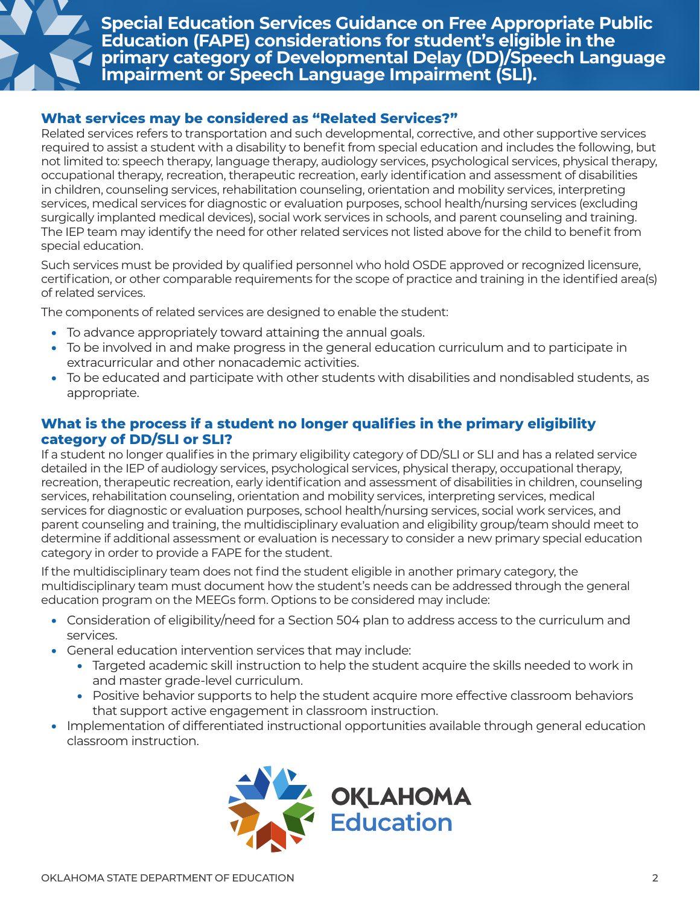# Special Education Services Guidance on Free Appropriate Public Education (FAPE) considerations for student's eligible in the primary category of Developmental Delay (DD)/Speech Language Impairment or Speech Language Impairment (SLI).

## What services may be considered as "Related Services?"

Related services refers to transportation and such developmental, corrective, and other supportive services required to assist a student with a disability to benefit from special education and includes the following, but not limited to: speech therapy, language therapy, audiology services, psychological services, physical therapy, occupational therapy, recreation, therapeutic recreation, early identification and assessment of disabilities in children, counseling services, rehabilitation counseling, orientation and mobility services, interpreting services, medical services for diagnostic or evaluation purposes, school health/nursing services (excluding surgically implanted medical devices), social work services in schools, and parent counseling and training. The IEP team may identify the need for other related services not listed above for the child to benefit from special education.

Such services must be provided by qualified personnel who hold OSDE approved or recognized licensure, certification, or other comparable requirements for the scope of practice and training in the identified area(s) of related services.

The components of related services are designed to enable the student:

- To advance appropriately toward attaining the annual goals.
- To be involved in and make progress in the general education curriculum and to participate in extracurricular and other nonacademic activities.
- To be educated and participate with other students with disabilities and nondisabled students, as appropriate.

## What is the process if a student no longer qualifies in the primary eligibility category of DD/SLI or SLI?

If a student no longer qualifies in the primary eligibility category of DD/SLI or SLI and has a related service detailed in the IEP of audiology services, psychological services, physical therapy, occupational therapy, recreation, therapeutic recreation, early identification and assessment of disabilities in children, counseling services, rehabilitation counseling, orientation and mobility services, interpreting services, medical services for diagnostic or evaluation purposes, school health/nursing services, social work services, and parent counseling and training, the multidisciplinary evaluation and eligibility group/team should meet to determine if additional assessment or evaluation is necessary to consider a new primary special education category in order to provide a FAPE for the student.

If the multidisciplinary team does not find the student eligible in another primary category, the multidisciplinary team must document how the student's needs can be addressed through the general education program on the MEEGs form. Options to be considered may include:

- Consideration of eligibility/need for a Section 504 plan to address access to the curriculum and services.
- General education intervention services that may include:
  - Targeted academic skill instruction to help the student acquire the skills needed to work in and master grade-level curriculum.
  - Positive behavior supports to help the student acquire more effective classroom behaviors that support active engagement in classroom instruction.
- Implementation of differentiated instructional opportunities available through general education classroom instruction.

OKLAHOMA Education

OKLAHOMA STATE DEPARTMENT OF EDUCATION